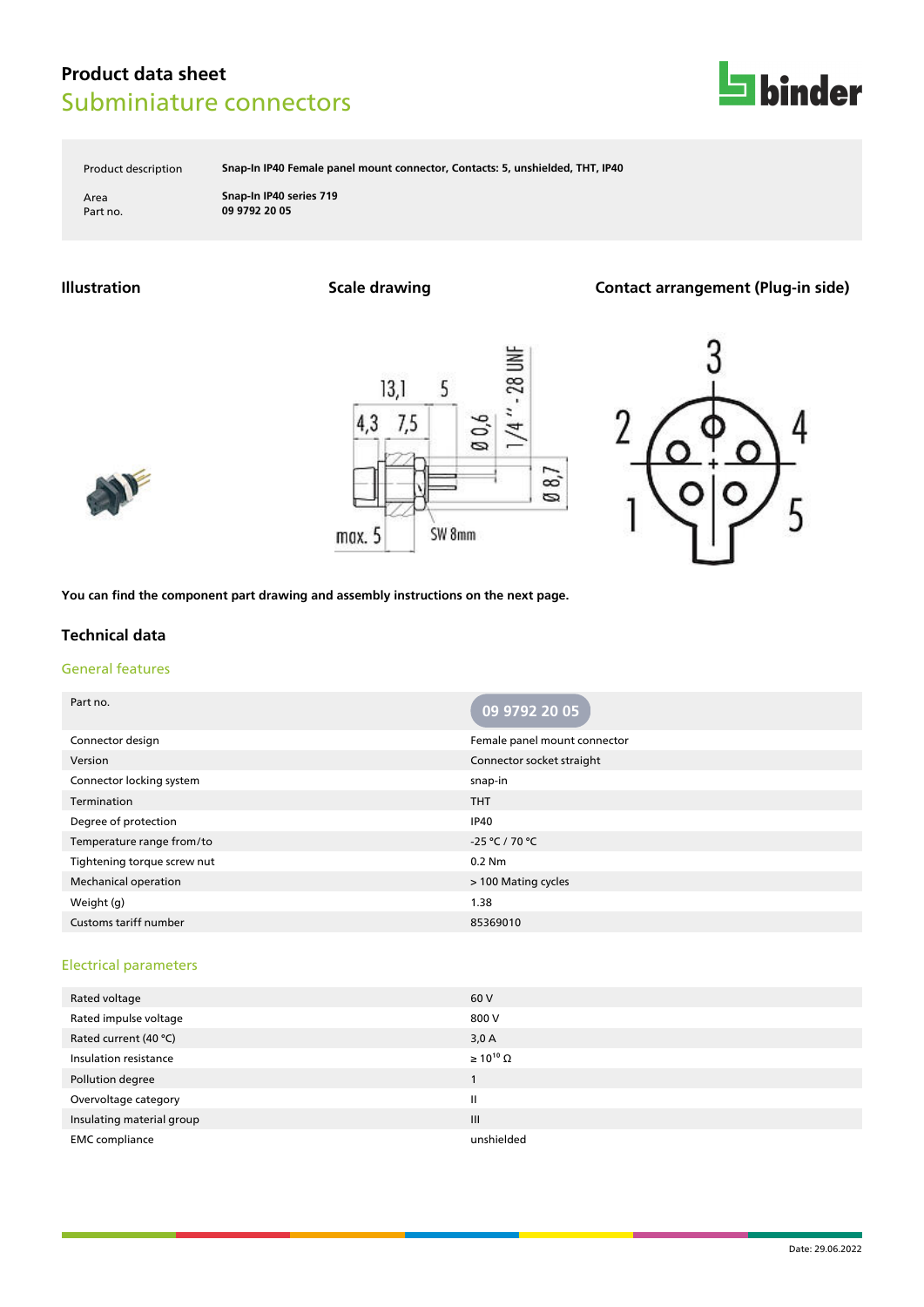# Product data sheet

## Subminiature connectors

| | |
|---|---|
| Product description | **Snap-In IP40 Female panel mount connector, Contacts: 5, unshielded, THT, IP40** |
| Area | **Snap-In IP40 series 719** |
| Part no. | **09 9792 20 05** |

### Illustration

### Scale drawing

### Contact arrangement (Plug-in side)

**You can find the component part drawing and assembly instructions on the next page.**

## Technical data

### General features

| Part no. | 09 9792 20 05 |
|---|---|
| Connector design | Female panel mount connector |
| Version | Connector socket straight |
| Connector locking system | snap-in |
| Termination | THT |
| Degree of protection | IP40 |
| Temperature range from/to | -25 °C / 70 °C |
| Tightening torque screw nut | 0.2 Nm |
| Mechanical operation | > 100 Mating cycles |
| Weight (g) | 1.38 |
| Customs tariff number | 85369010 |

### Electrical parameters

| | |
|---|---|
| Rated voltage | 60 V |
| Rated impulse voltage | 800 V |
| Rated current (40 °C) | 3,0 A |
| Insulation resistance | ≥ $10^{10}$ Ω |
| Pollution degree | 1 |
| Overvoltage category | II |
| Insulating material group | III |
| EMC compliance | unshielded |

Date: 29.06.2022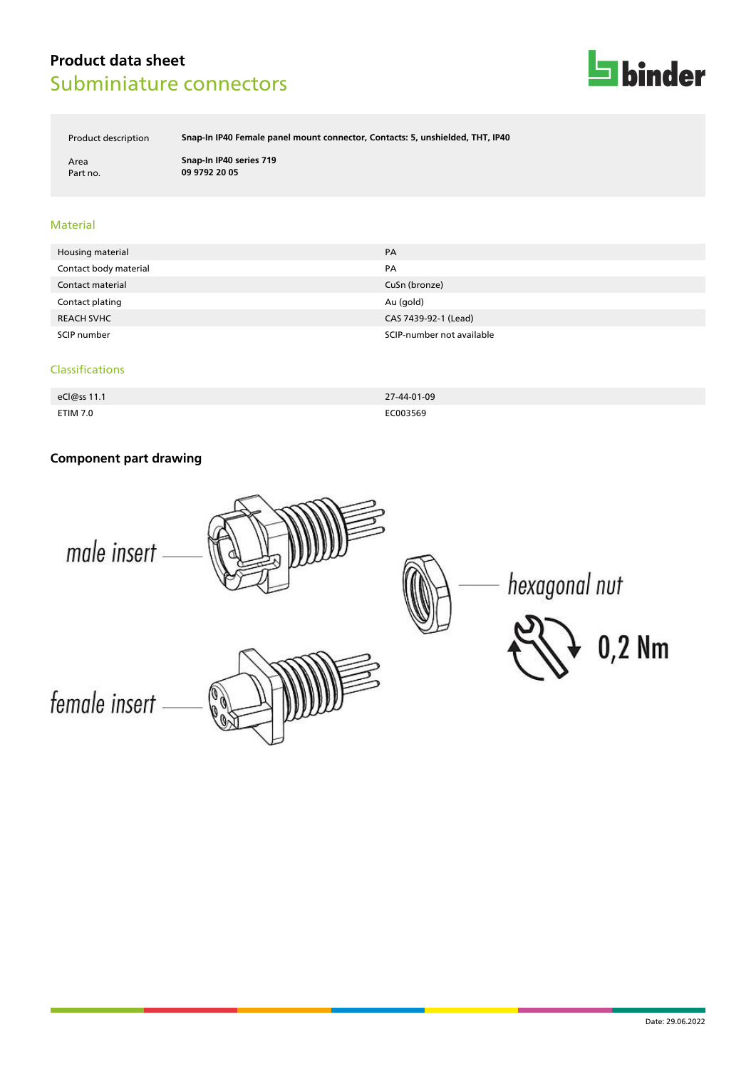# Product data sheet

## Subminiature connectors

| | |
|---|---|
| Product description | **Snap-In IP40 Female panel mount connector, Contacts: 5, unshielded, THT, IP40** |
| Area | **Snap-In IP40 series 719** |
| Part no. | **09 9792 20 05** |

## Material

| | |
|---|---|
| Housing material | PA |
| Contact body material | PA |
| Contact material | CuSn (bronze) |
| Contact plating | Au (gold) |
| REACH SVHC | CAS 7439-92-1 (Lead) |
| SCIP number | SCIP-number not available |

## Classifications

| | |
|---|---|
| eCl@ss 11.1 | 27-44-01-09 |
| ETIM 7.0 | EC003569 |

## Component part drawing

male insert

hexagonal nut

0,2 Nm

female insert

Date: 29.06.2022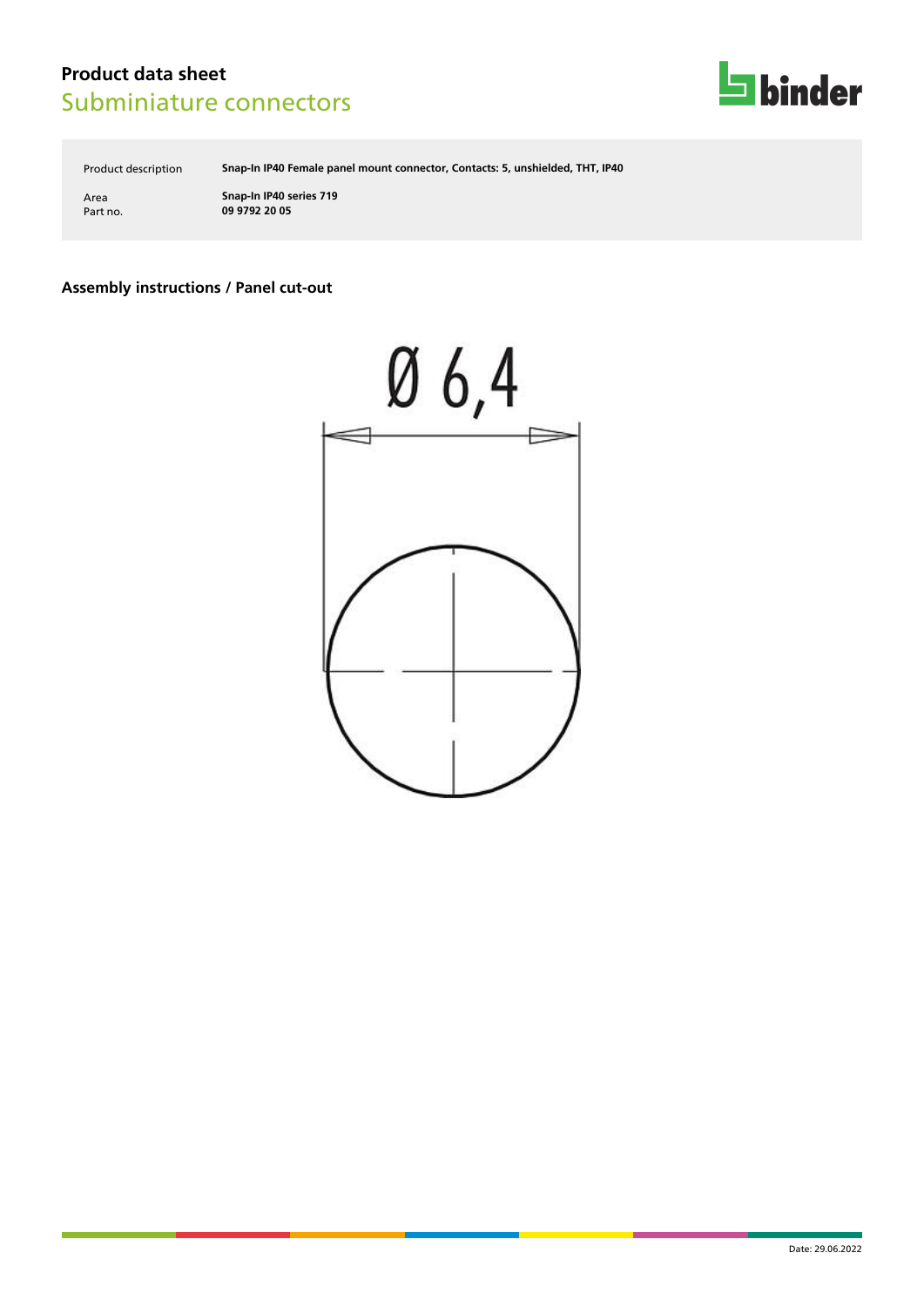# Product data sheet

## Subminiature connectors

| | |
|---|---|
| Product description | **Snap-In IP40 Female panel mount connector, Contacts: 5, unshielded, THT, IP40** |
| Area | **Snap-In IP40 series 719** |
| Part no. | **09 9792 20 05** |

### Assembly instructions / Panel cut-out

Ø 6,4

Date: 29.06.2022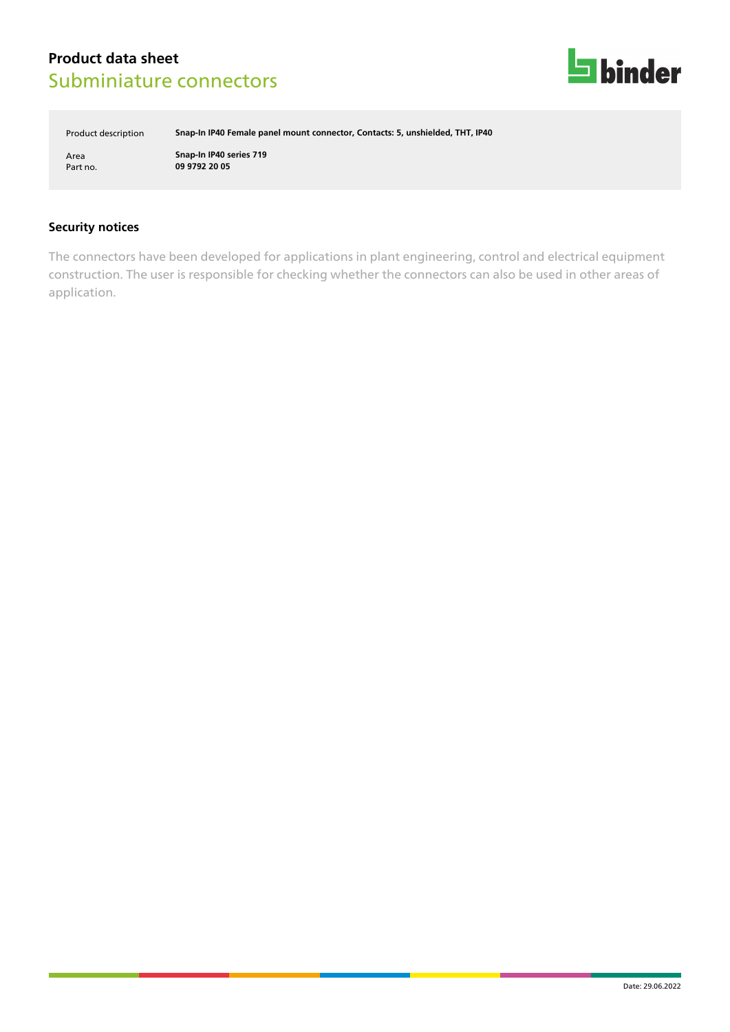# Product data sheet
## Subminiature connectors

| | |
|---|---|
| Product description | **Snap-In IP40 Female panel mount connector, Contacts: 5, unshielded, THT, IP40** |
| Area | **Snap-In IP40 series 719** |
| Part no. | **09 9792 20 05** |

### Security notices

The connectors have been developed for applications in plant engineering, control and electrical equipment construction. The user is responsible for checking whether the connectors can also be used in other areas of application.

Date: 29.06.2022